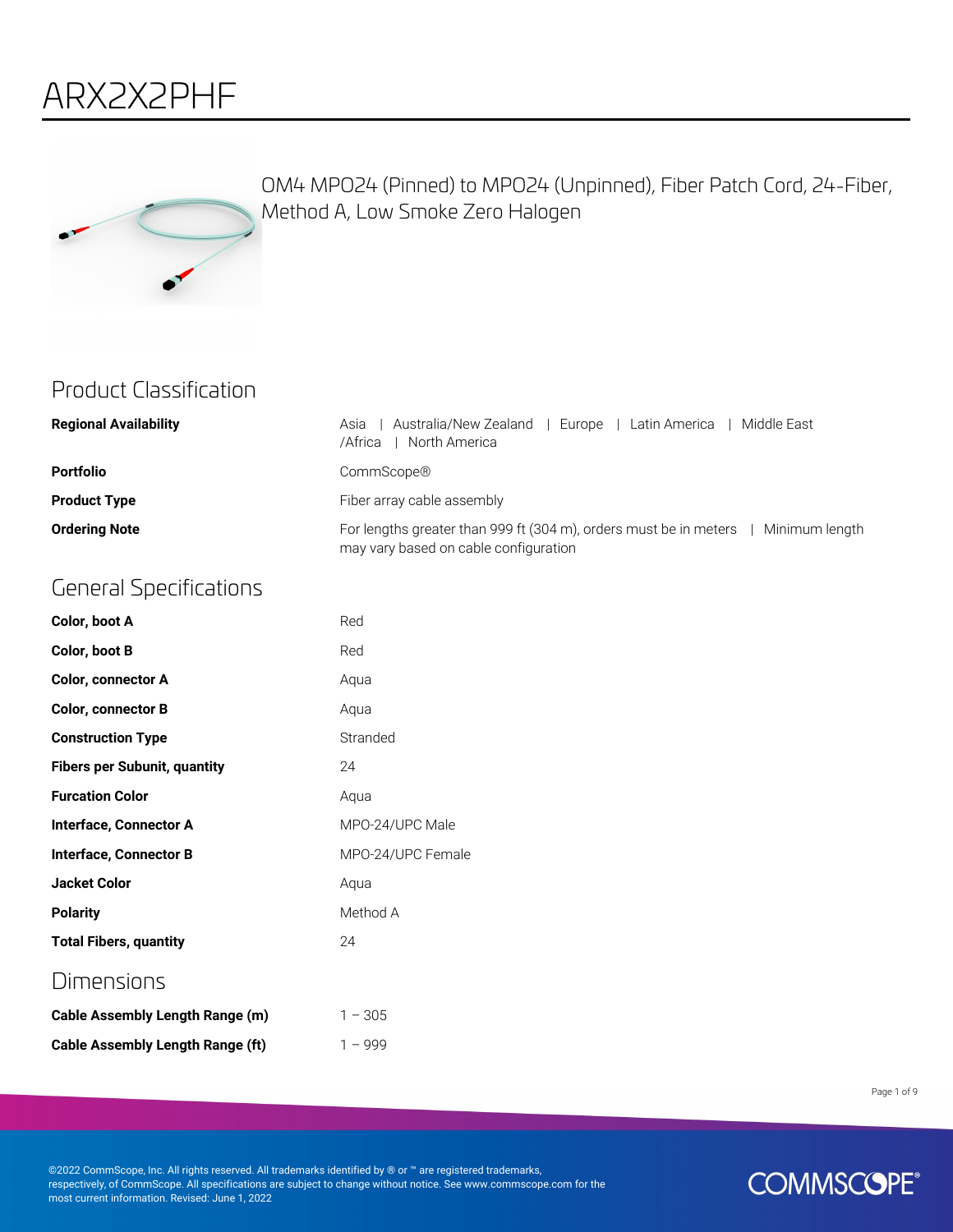# ARX2X2PHF

OM4 MPO24 (Pinned) to MPO24 (Unpinned), Fiber Patch Cord, 24-Fiber, Method A, Low Smoke Zero Halogen

## Product Classification

| | |
|---|---|
| **Regional Availability** | Asia \| Australia/New Zealand \| Europe \| Latin America \| Middle East /Africa \| North America |
| **Portfolio** | CommScope® |
| **Product Type** | Fiber array cable assembly |
| **Ordering Note** | For lengths greater than 999 ft (304 m), orders must be in meters \| Minimum length may vary based on cable configuration |

## General Specifications

| | |
|---|---|
| **Color, boot A** | Red |
| **Color, boot B** | Red |
| **Color, connector A** | Aqua |
| **Color, connector B** | Aqua |
| **Construction Type** | Stranded |
| **Fibers per Subunit, quantity** | 24 |
| **Furcation Color** | Aqua |
| **Interface, Connector A** | MPO-24/UPC Male |
| **Interface, Connector B** | MPO-24/UPC Female |
| **Jacket Color** | Aqua |
| **Polarity** | Method A |
| **Total Fibers, quantity** | 24 |

## Dimensions

| | |
|---|---|
| **Cable Assembly Length Range (m)** | 1 – 305 |
| **Cable Assembly Length Range (ft)** | 1 – 999 |

©2022 CommScope, Inc. All rights reserved. All trademarks identified by ® or ™ are registered trademarks, respectively, of CommScope. All specifications are subject to change without notice. See www.commscope.com for the most current information. Revised: June 1, 2022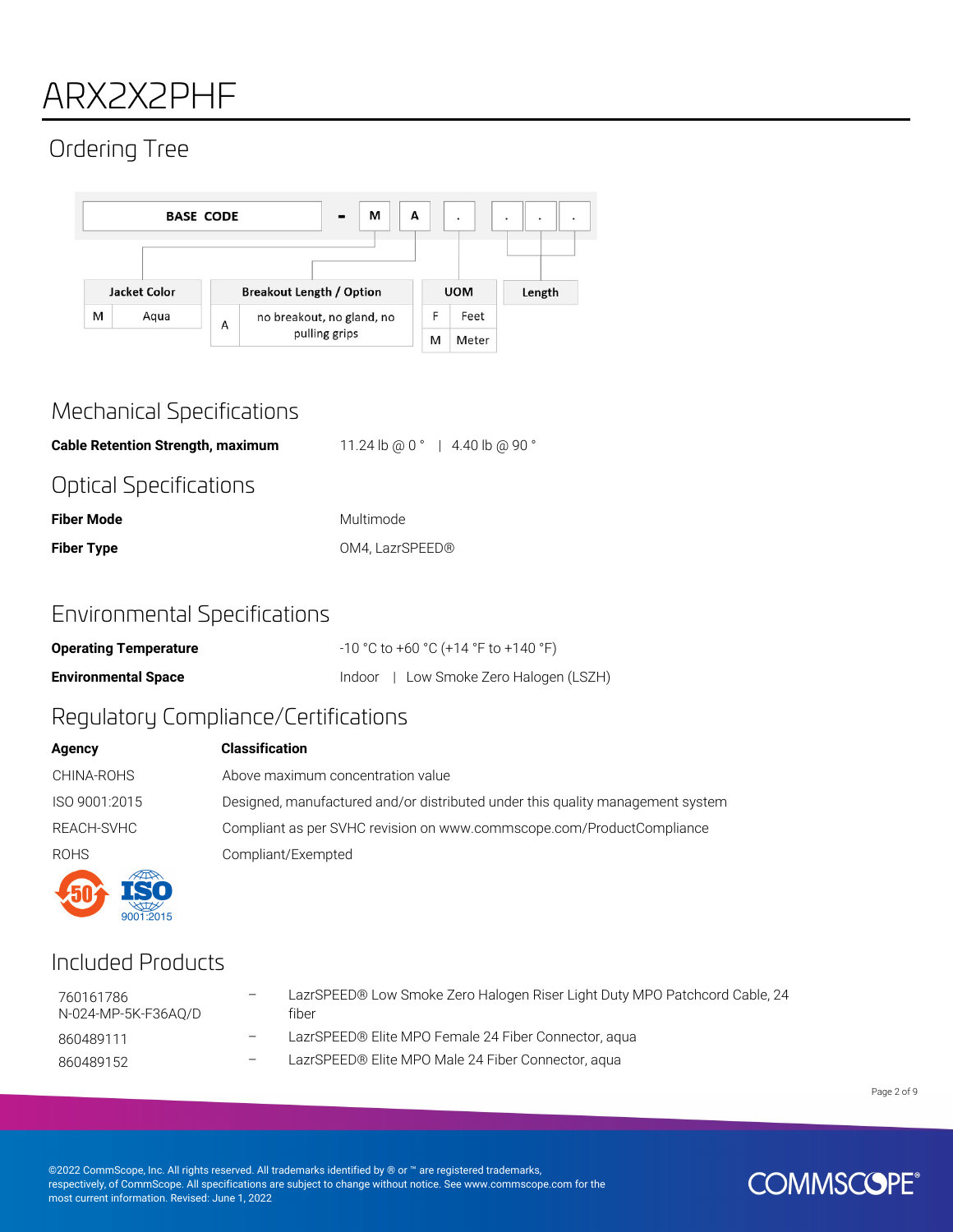# ARX2X2PHF

## Ordering Tree

BASE CODE - M A . . . .

| Jacket Color | |
|---|---|
| M | Aqua |

| Breakout Length / Option | |
|---|---|
| A | no breakout, no gland, no pulling grips |

| UOM | |
|---|---|
| F | Feet |
| M | Meter |

Length

## Mechanical Specifications

| | |
|---|---|
| **Cable Retention Strength, maximum** | 11.24 lb @ 0 ° \| 4.40 lb @ 90 ° |

## Optical Specifications

| | |
|---|---|
| **Fiber Mode** | Multimode |
| **Fiber Type** | OM4, LazrSPEED® |

## Environmental Specifications

| | |
|---|---|
| **Operating Temperature** | -10 °C to +60 °C (+14 °F to +140 °F) |
| **Environmental Space** | Indoor \| Low Smoke Zero Halogen (LSZH) |

## Regulatory Compliance/Certifications

| Agency | Classification |
|---|---|
| CHINA-ROHS | Above maximum concentration value |
| ISO 9001:2015 | Designed, manufactured and/or distributed under this quality management system |
| REACH-SVHC | Compliant as per SVHC revision on www.commscope.com/ProductCompliance |
| ROHS | Compliant/Exempted |

## Included Products

| | | |
|---|---|---|
| 760161786 N-024-MP-5K-F36AQ/D | – | LazrSPEED® Low Smoke Zero Halogen Riser Light Duty MPO Patchcord Cable, 24 fiber |
| 860489111 | – | LazrSPEED® Elite MPO Female 24 Fiber Connector, aqua |
| 860489152 | – | LazrSPEED® Elite MPO Male 24 Fiber Connector, aqua |

©2022 CommScope, Inc. All rights reserved. All trademarks identified by ® or ™ are registered trademarks, respectively, of CommScope. All specifications are subject to change without notice. See www.commscope.com for the most current information. Revised: June 1, 2022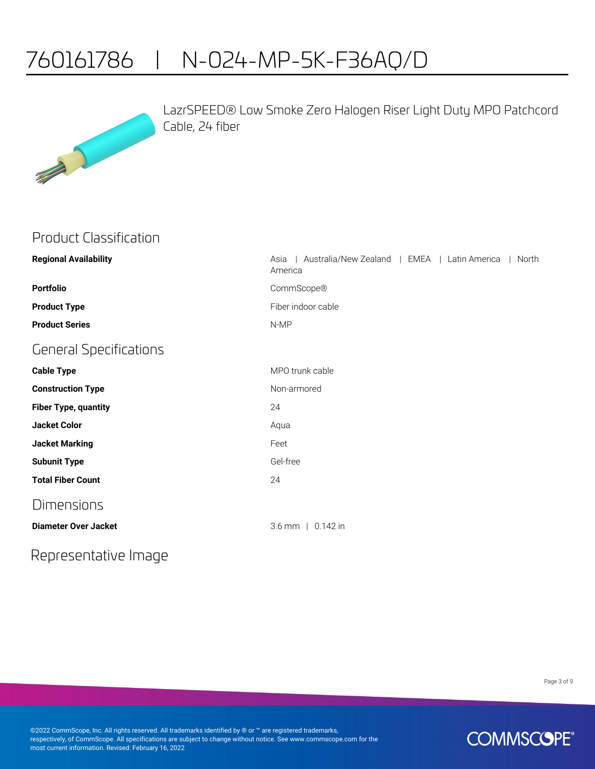# 760161786 | N-024-MP-5K-F36AQ/D

LazrSPEED® Low Smoke Zero Halogen Riser Light Duty MPO Patchcord Cable, 24 fiber

## Product Classification

| | |
|---|---|
| **Regional Availability** | Asia \| Australia/New Zealand \| EMEA \| Latin America \| North America |
| **Portfolio** | CommScope® |
| **Product Type** | Fiber indoor cable |
| **Product Series** | N-MP |

## General Specifications

| | |
|---|---|
| **Cable Type** | MPO trunk cable |
| **Construction Type** | Non-armored |
| **Fiber Type, quantity** | 24 |
| **Jacket Color** | Aqua |
| **Jacket Marking** | Feet |
| **Subunit Type** | Gel-free |
| **Total Fiber Count** | 24 |

## Dimensions

| | |
|---|---|
| **Diameter Over Jacket** | 3.6 mm \| 0.142 in |

## Representative Image

©2022 CommScope, Inc. All rights reserved. All trademarks identified by ® or ™ are registered trademarks, respectively, of CommScope. All specifications are subject to change without notice. See www.commscope.com for the most current information. Revised: February 16, 2022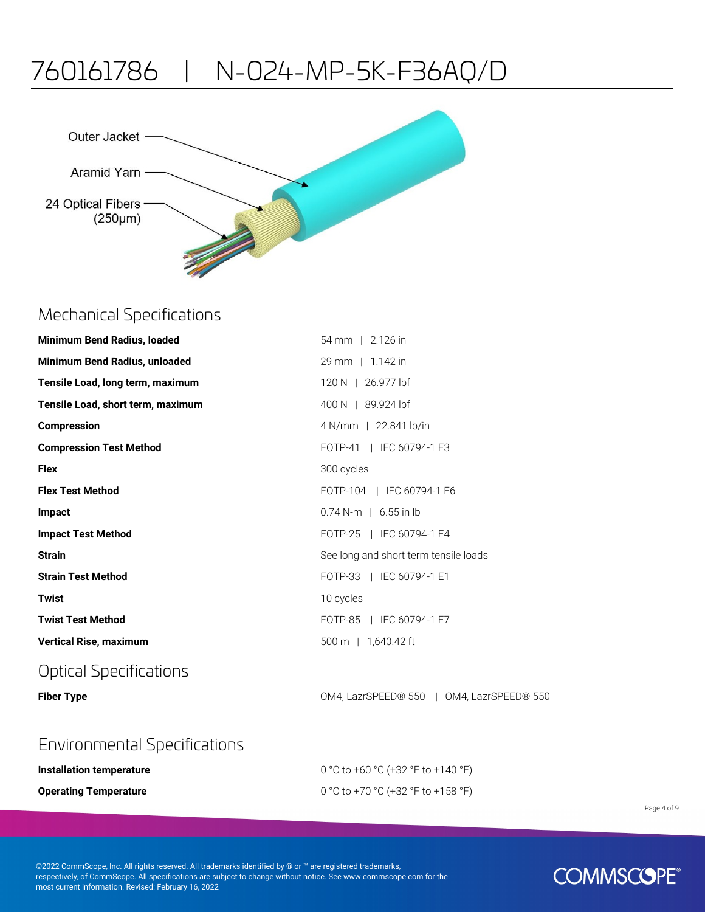# 760161786 | N-024-MP-5K-F36AQ/D

Outer Jacket

Aramid Yarn

24 Optical Fibers (250µm)

## Mechanical Specifications

| | |
|---|---|
| **Minimum Bend Radius, loaded** | 54 mm \| 2.126 in |
| **Minimum Bend Radius, unloaded** | 29 mm \| 1.142 in |
| **Tensile Load, long term, maximum** | 120 N \| 26.977 lbf |
| **Tensile Load, short term, maximum** | 400 N \| 89.924 lbf |
| **Compression** | 4 N/mm \| 22.841 lb/in |
| **Compression Test Method** | FOTP-41 \| IEC 60794-1 E3 |
| **Flex** | 300 cycles |
| **Flex Test Method** | FOTP-104 \| IEC 60794-1 E6 |
| **Impact** | 0.74 N-m \| 6.55 in lb |
| **Impact Test Method** | FOTP-25 \| IEC 60794-1 E4 |
| **Strain** | See long and short term tensile loads |
| **Strain Test Method** | FOTP-33 \| IEC 60794-1 E1 |
| **Twist** | 10 cycles |
| **Twist Test Method** | FOTP-85 \| IEC 60794-1 E7 |
| **Vertical Rise, maximum** | 500 m \| 1,640.42 ft |

## Optical Specifications

| | |
|---|---|
| **Fiber Type** | OM4, LazrSPEED® 550 \| OM4, LazrSPEED® 550 |

## Environmental Specifications

| | |
|---|---|
| **Installation temperature** | 0 °C to +60 °C (+32 °F to +140 °F) |
| **Operating Temperature** | 0 °C to +70 °C (+32 °F to +158 °F) |

©2022 CommScope, Inc. All rights reserved. All trademarks identified by ® or ™ are registered trademarks, respectively, of CommScope. All specifications are subject to change without notice. See www.commscope.com for the most current information. Revised: February 16, 2022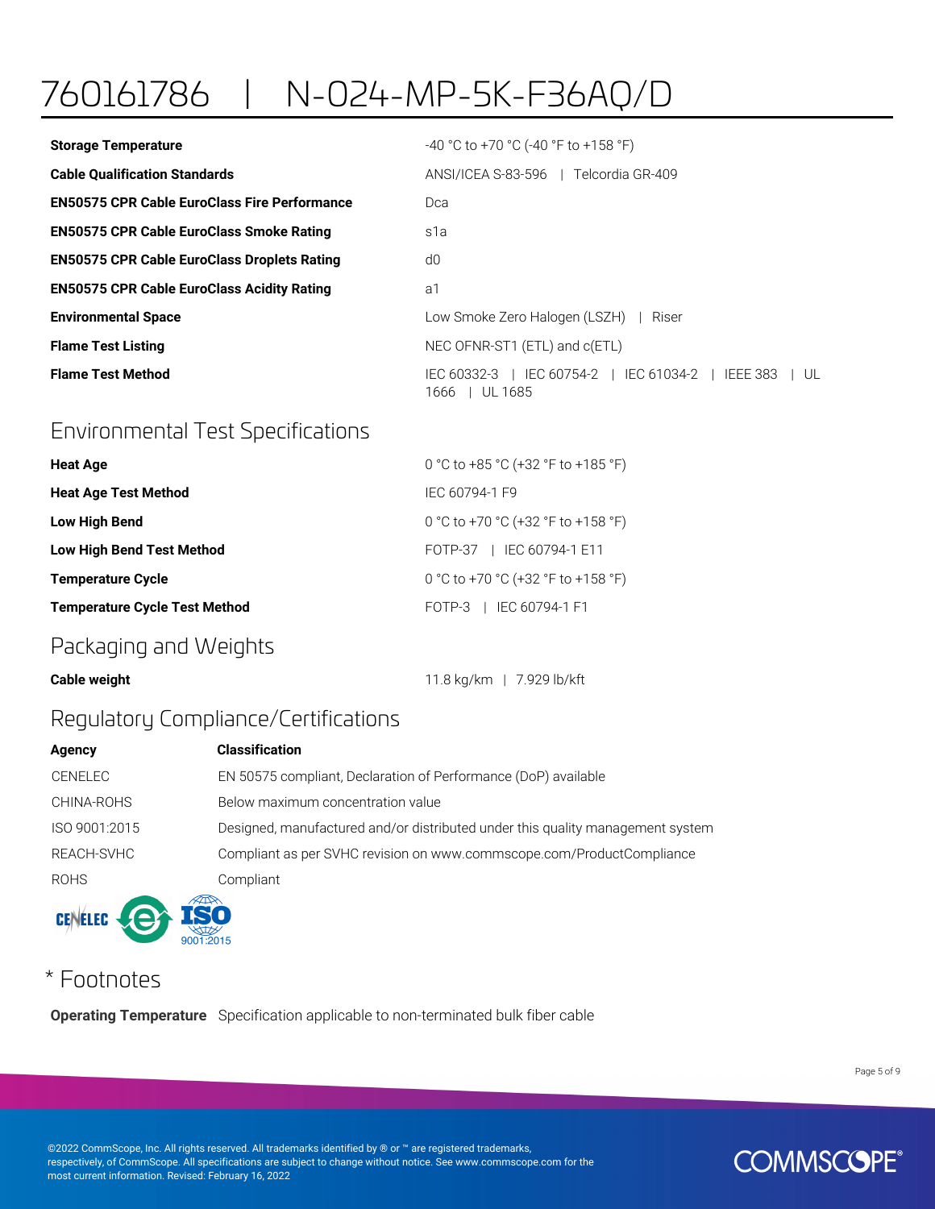# 760161786 | N-024-MP-5K-F36AQ/D

| | |
|---|---|
| **Storage Temperature** | -40 °C to +70 °C (-40 °F to +158 °F) |
| **Cable Qualification Standards** | ANSI/ICEA S-83-596 \| Telcordia GR-409 |
| **EN50575 CPR Cable EuroClass Fire Performance** | Dca |
| **EN50575 CPR Cable EuroClass Smoke Rating** | s1a |
| **EN50575 CPR Cable EuroClass Droplets Rating** | d0 |
| **EN50575 CPR Cable EuroClass Acidity Rating** | a1 |
| **Environmental Space** | Low Smoke Zero Halogen (LSZH) \| Riser |
| **Flame Test Listing** | NEC OFNR-ST1 (ETL) and c(ETL) |
| **Flame Test Method** | IEC 60332-3 \| IEC 60754-2 \| IEC 61034-2 \| IEEE 383 \| UL 1666 \| UL 1685 |

## Environmental Test Specifications

| | |
|---|---|
| **Heat Age** | 0 °C to +85 °C (+32 °F to +185 °F) |
| **Heat Age Test Method** | IEC 60794-1 F9 |
| **Low High Bend** | 0 °C to +70 °C (+32 °F to +158 °F) |
| **Low High Bend Test Method** | FOTP-37 \| IEC 60794-1 E11 |
| **Temperature Cycle** | 0 °C to +70 °C (+32 °F to +158 °F) |
| **Temperature Cycle Test Method** | FOTP-3 \| IEC 60794-1 F1 |

## Packaging and Weights

| | |
|---|---|
| **Cable weight** | 11.8 kg/km \| 7.929 lb/kft |

## Regulatory Compliance/Certifications

| **Agency** | **Classification** |
|---|---|
| CENELEC | EN 50575 compliant, Declaration of Performance (DoP) available |
| CHINA-ROHS | Below maximum concentration value |
| ISO 9001:2015 | Designed, manufactured and/or distributed under this quality management system |
| REACH-SVHC | Compliant as per SVHC revision on www.commscope.com/ProductCompliance |
| ROHS | Compliant |

## * Footnotes

**Operating Temperature** Specification applicable to non-terminated bulk fiber cable

©2022 CommScope, Inc. All rights reserved. All trademarks identified by ® or ™ are registered trademarks, respectively, of CommScope. All specifications are subject to change without notice. See www.commscope.com for the most current information. Revised: February 16, 2022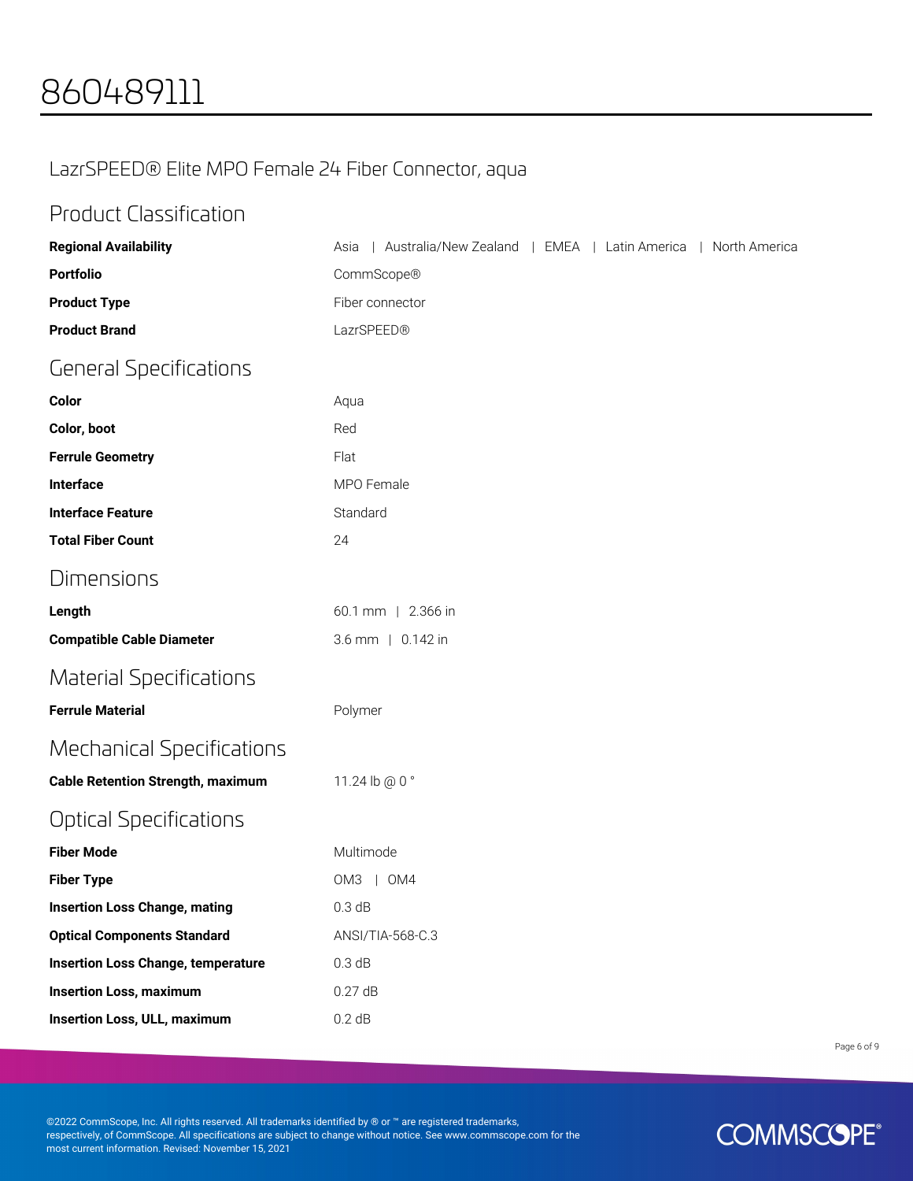# 860489111

## LazrSPEED® Elite MPO Female 24 Fiber Connector, aqua

## Product Classification

| | |
|---|---|
| **Regional Availability** | Asia \| Australia/New Zealand \| EMEA \| Latin America \| North America |
| **Portfolio** | CommScope® |
| **Product Type** | Fiber connector |
| **Product Brand** | LazrSPEED® |

## General Specifications

| | |
|---|---|
| **Color** | Aqua |
| **Color, boot** | Red |
| **Ferrule Geometry** | Flat |
| **Interface** | MPO Female |
| **Interface Feature** | Standard |
| **Total Fiber Count** | 24 |

## Dimensions

| | |
|---|---|
| **Length** | 60.1 mm \| 2.366 in |
| **Compatible Cable Diameter** | 3.6 mm \| 0.142 in |

## Material Specifications

| | |
|---|---|
| **Ferrule Material** | Polymer |

## Mechanical Specifications

| | |
|---|---|
| **Cable Retention Strength, maximum** | 11.24 lb @ 0 ° |

## Optical Specifications

| | |
|---|---|
| **Fiber Mode** | Multimode |
| **Fiber Type** | OM3 \| OM4 |
| **Insertion Loss Change, mating** | 0.3 dB |
| **Optical Components Standard** | ANSI/TIA-568-C.3 |
| **Insertion Loss Change, temperature** | 0.3 dB |
| **Insertion Loss, maximum** | 0.27 dB |
| **Insertion Loss, ULL, maximum** | 0.2 dB |

©2022 CommScope, Inc. All rights reserved. All trademarks identified by ® or ™ are registered trademarks, respectively, of CommScope. All specifications are subject to change without notice. See www.commscope.com for the most current information. Revised: November 15, 2021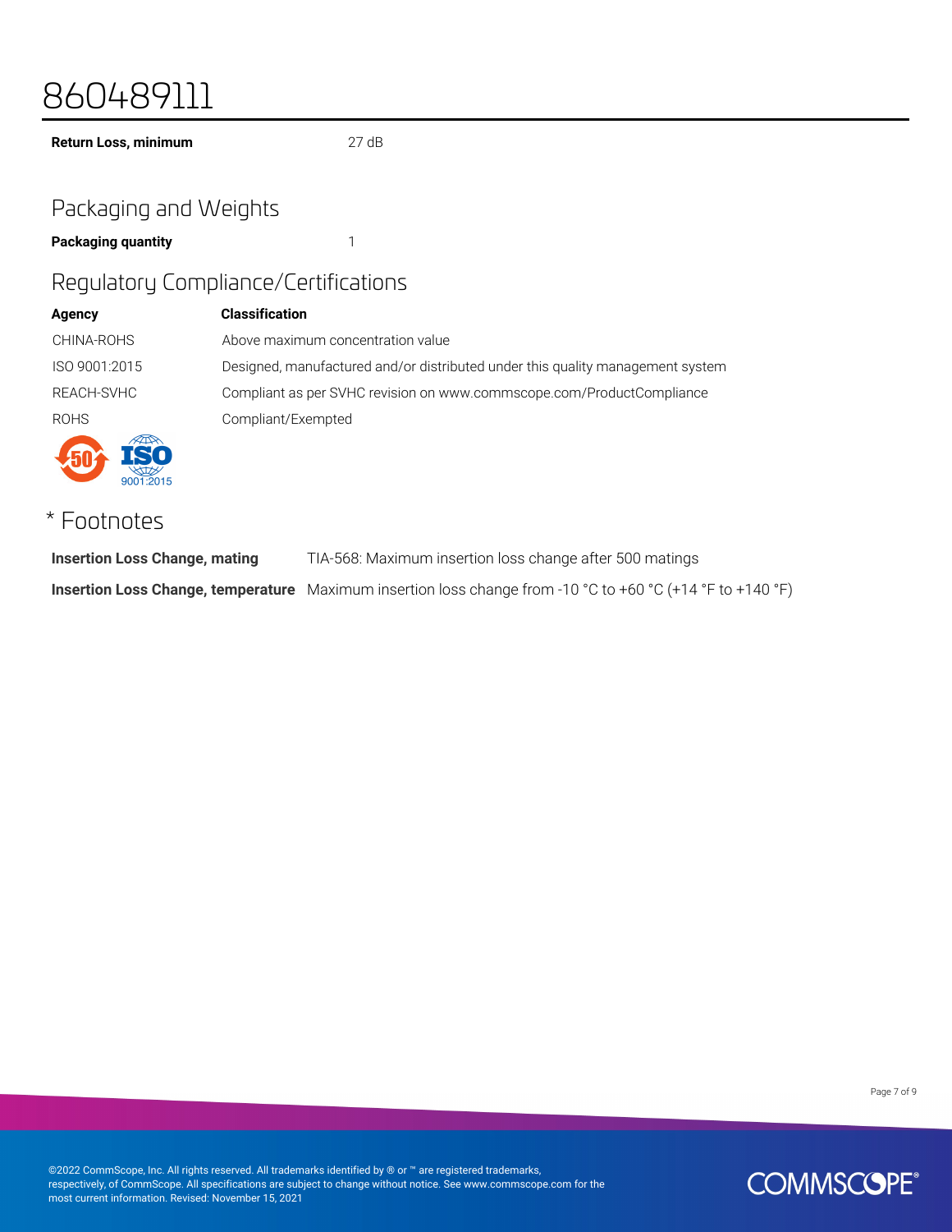# 860489111

| | |
|---|---|
| **Return Loss, minimum** | 27 dB |

## Packaging and Weights

| | |
|---|---|
| **Packaging quantity** | 1 |

## Regulatory Compliance/Certifications

| **Agency** | **Classification** |
|---|---|
| CHINA-ROHS | Above maximum concentration value |
| ISO 9001:2015 | Designed, manufactured and/or distributed under this quality management system |
| REACH-SVHC | Compliant as per SVHC revision on www.commscope.com/ProductCompliance |
| ROHS | Compliant/Exempted |

## * Footnotes

| | |
|---|---|
| **Insertion Loss Change, mating** | TIA-568: Maximum insertion loss change after 500 matings |
| **Insertion Loss Change, temperature** | Maximum insertion loss change from -10 °C to +60 °C (+14 °F to +140 °F) |

©2022 CommScope, Inc. All rights reserved. All trademarks identified by ® or ™ are registered trademarks, respectively, of CommScope. All specifications are subject to change without notice. See www.commscope.com for the most current information. Revised: November 15, 2021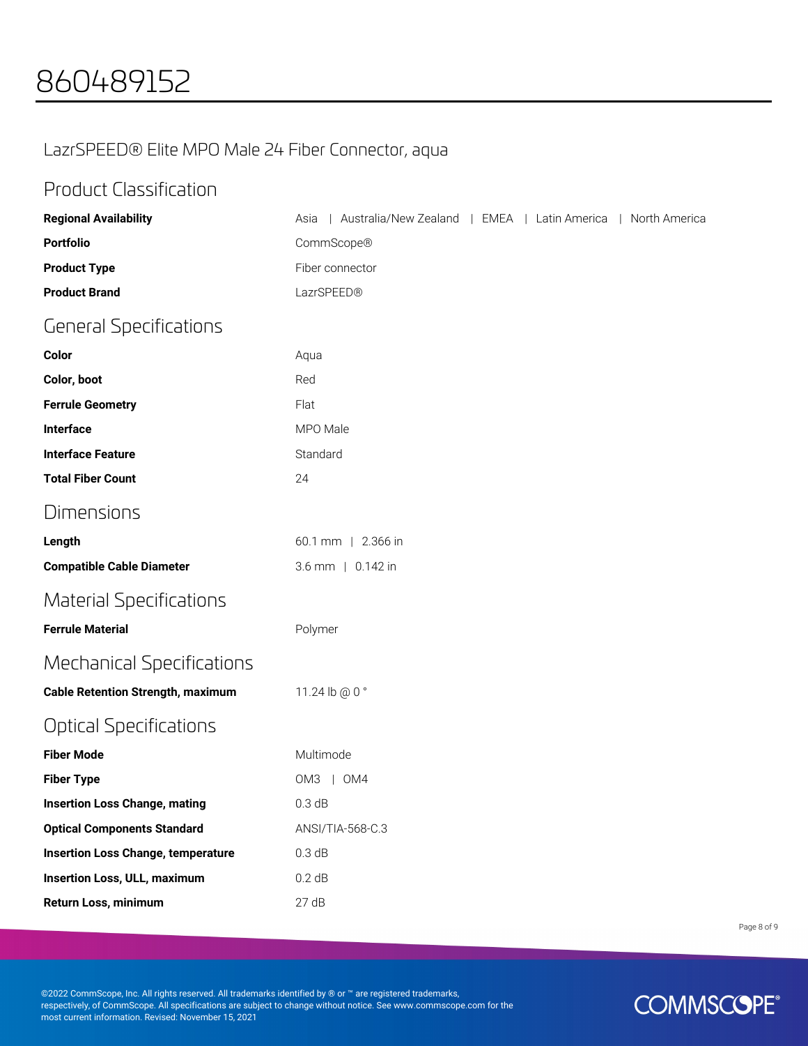# 860489152

## LazrSPEED® Elite MPO Male 24 Fiber Connector, aqua

## Product Classification

| | |
|---|---|
| **Regional Availability** | Asia \| Australia/New Zealand \| EMEA \| Latin America \| North America |
| **Portfolio** | CommScope® |
| **Product Type** | Fiber connector |
| **Product Brand** | LazrSPEED® |

## General Specifications

| | |
|---|---|
| **Color** | Aqua |
| **Color, boot** | Red |
| **Ferrule Geometry** | Flat |
| **Interface** | MPO Male |
| **Interface Feature** | Standard |
| **Total Fiber Count** | 24 |

## Dimensions

| | |
|---|---|
| **Length** | 60.1 mm \| 2.366 in |
| **Compatible Cable Diameter** | 3.6 mm \| 0.142 in |

## Material Specifications

| | |
|---|---|
| **Ferrule Material** | Polymer |

## Mechanical Specifications

| | |
|---|---|
| **Cable Retention Strength, maximum** | 11.24 lb @ 0 ° |

## Optical Specifications

| | |
|---|---|
| **Fiber Mode** | Multimode |
| **Fiber Type** | OM3 \| OM4 |
| **Insertion Loss Change, mating** | 0.3 dB |
| **Optical Components Standard** | ANSI/TIA-568-C.3 |
| **Insertion Loss Change, temperature** | 0.3 dB |
| **Insertion Loss, ULL, maximum** | 0.2 dB |
| **Return Loss, minimum** | 27 dB |

©2022 CommScope, Inc. All rights reserved. All trademarks identified by ® or ™ are registered trademarks, respectively, of CommScope. All specifications are subject to change without notice. See www.commscope.com for the most current information. Revised: November 15, 2021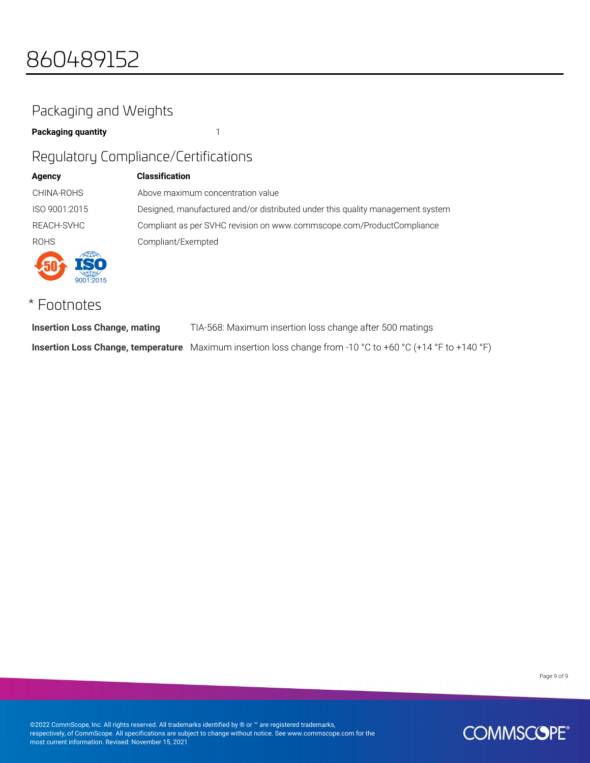# 860489152

## Packaging and Weights

| | |
|---|---|
| **Packaging quantity** | 1 |

## Regulatory Compliance/Certifications

| Agency | Classification |
|---|---|
| CHINA-ROHS | Above maximum concentration value |
| ISO 9001:2015 | Designed, manufactured and/or distributed under this quality management system |
| REACH-SVHC | Compliant as per SVHC revision on www.commscope.com/ProductCompliance |
| ROHS | Compliant/Exempted |

## * Footnotes

| | |
|---|---|
| **Insertion Loss Change, mating** | TIA-568: Maximum insertion loss change after 500 matings |
| **Insertion Loss Change, temperature** | Maximum insertion loss change from -10 °C to +60 °C (+14 °F to +140 °F) |

©2022 CommScope, Inc. All rights reserved. All trademarks identified by ® or ™ are registered trademarks, respectively, of CommScope. All specifications are subject to change without notice. See www.commscope.com for the most current information. Revised: November 15, 2021